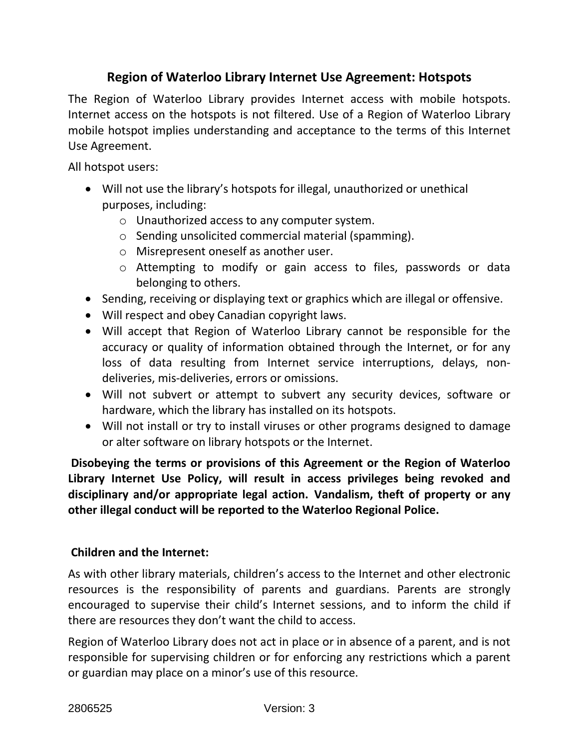# Region of Waterloo Library Internet Use Agreement: Hotspots

The Region of Waterloo Library provides Internet access with mobile hotspots. Internet access on the hotspots is not filtered. Use of a Region of Waterloo Library mobile hotspot implies understanding and acceptance to the terms of this Internet Use Agreement.

All hotspot users:

- Will not use the library's hotspots for illegal, unauthorized or unethical purposes, including:
  - Unauthorized access to any computer system.
  - Sending unsolicited commercial material (spamming).
  - Misrepresent oneself as another user.
  - Attempting to modify or gain access to files, passwords or data belonging to others.
- Sending, receiving or displaying text or graphics which are illegal or offensive.
- Will respect and obey Canadian copyright laws.
- Will accept that Region of Waterloo Library cannot be responsible for the accuracy or quality of information obtained through the Internet, or for any loss of data resulting from Internet service interruptions, delays, non-deliveries, mis-deliveries, errors or omissions.
- Will not subvert or attempt to subvert any security devices, software or hardware, which the library has installed on its hotspots.
- Will not install or try to install viruses or other programs designed to damage or alter software on library hotspots or the Internet.

**Disobeying the terms or provisions of this Agreement or the Region of Waterloo Library Internet Use Policy, will result in access privileges being revoked and disciplinary and/or appropriate legal action. Vandalism, theft of property or any other illegal conduct will be reported to the Waterloo Regional Police.**

**Children and the Internet:**

As with other library materials, children's access to the Internet and other electronic resources is the responsibility of parents and guardians. Parents are strongly encouraged to supervise their child's Internet sessions, and to inform the child if there are resources they don't want the child to access.

Region of Waterloo Library does not act in place or in absence of a parent, and is not responsible for supervising children or for enforcing any restrictions which a parent or guardian may place on a minor's use of this resource.

2806525 Version: 3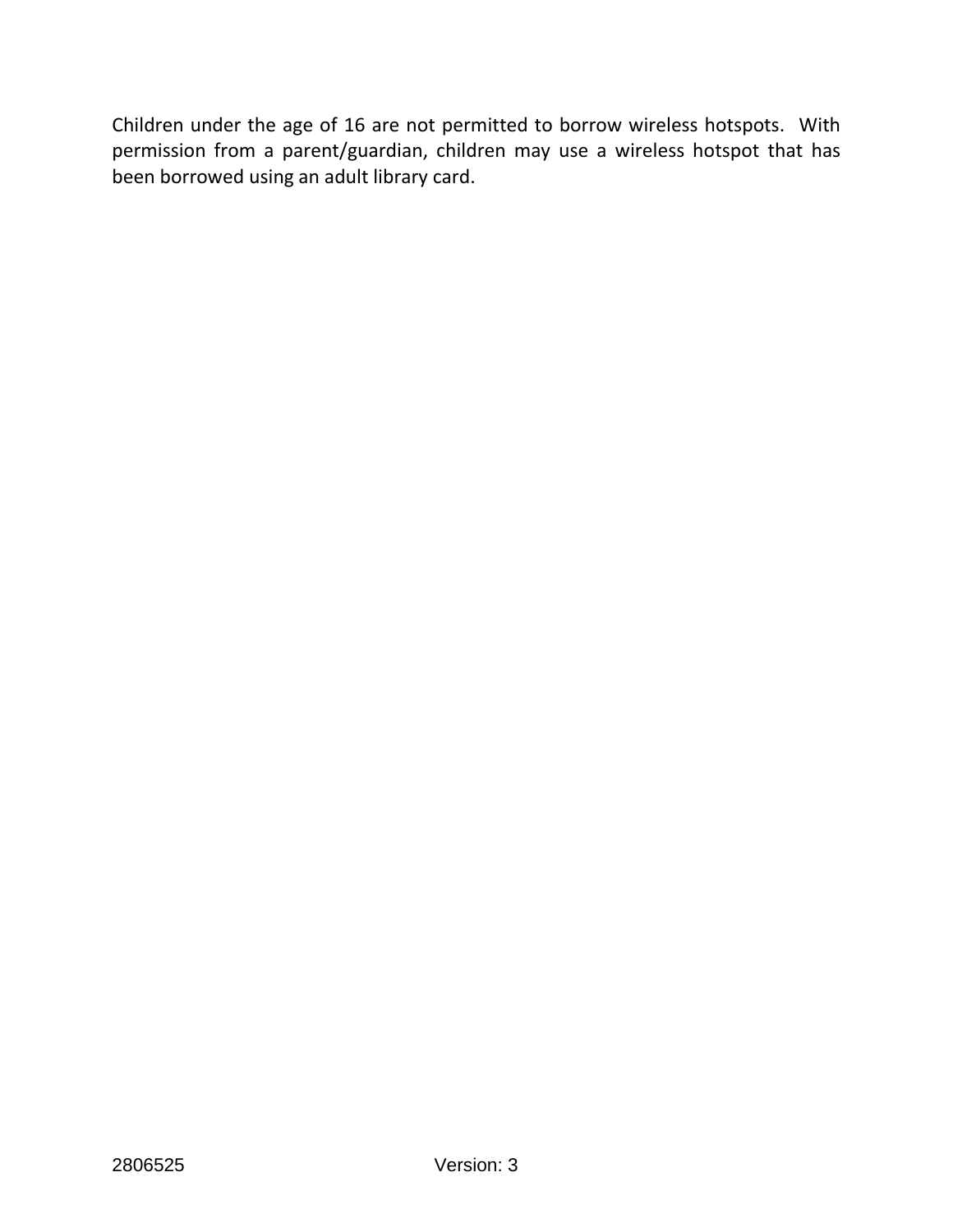Children under the age of 16 are not permitted to borrow wireless hotspots. With permission from a parent/guardian, children may use a wireless hotspot that has been borrowed using an adult library card.